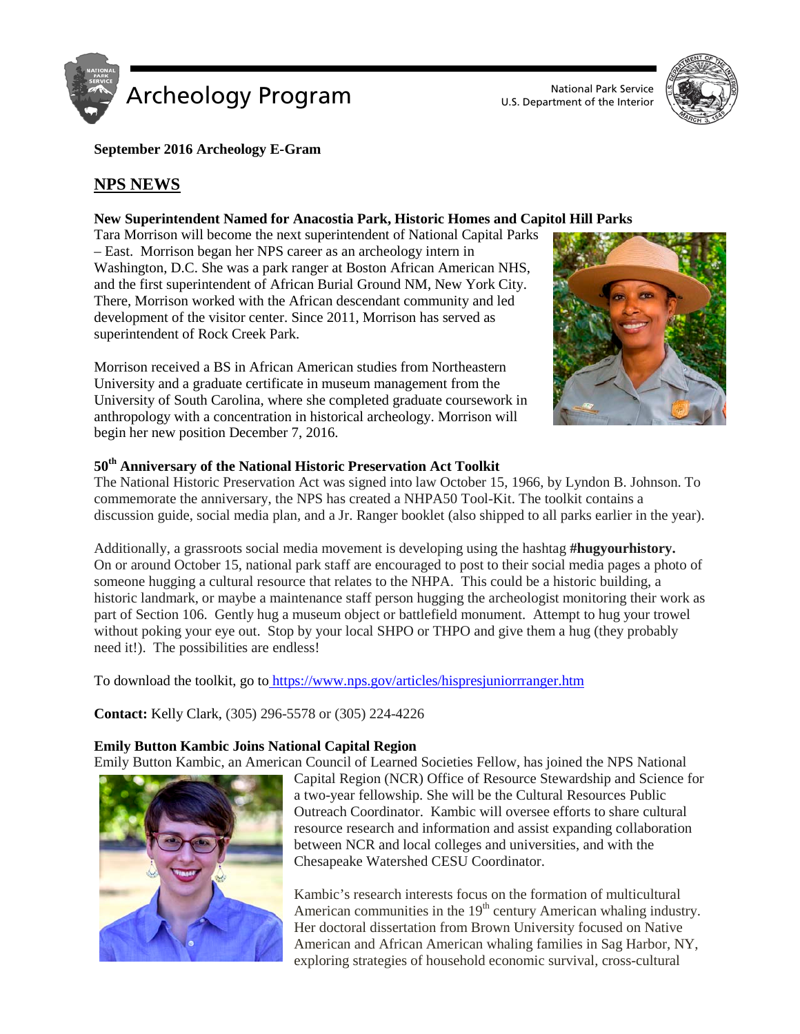Archeology Program

National Park Service
U.S. Department of the Interior

**September 2016 Archeology E-Gram**

## NPS NEWS

### New Superintendent Named for Anacostia Park, Historic Homes and Capitol Hill Parks

Tara Morrison will become the next superintendent of National Capital Parks – East. Morrison began her NPS career as an archeology intern in Washington, D.C. She was a park ranger at Boston African American NHS, and the first superintendent of African Burial Ground NM, New York City. There, Morrison worked with the African descendant community and led development of the visitor center. Since 2011, Morrison has served as superintendent of Rock Creek Park.

Morrison received a BS in African American studies from Northeastern University and a graduate certificate in museum management from the University of South Carolina, where she completed graduate coursework in anthropology with a concentration in historical archeology. Morrison will begin her new position December 7, 2016.

### 50th Anniversary of the National Historic Preservation Act Toolkit

The National Historic Preservation Act was signed into law October 15, 1966, by Lyndon B. Johnson. To commemorate the anniversary, the NPS has created a NHPA50 Tool-Kit. The toolkit contains a discussion guide, social media plan, and a Jr. Ranger booklet (also shipped to all parks earlier in the year).

Additionally, a grassroots social media movement is developing using the hashtag **#hugyourhistory.** On or around October 15, national park staff are encouraged to post to their social media pages a photo of someone hugging a cultural resource that relates to the NHPA. This could be a historic building, a historic landmark, or maybe a maintenance staff person hugging the archeologist monitoring their work as part of Section 106. Gently hug a museum object or battlefield monument. Attempt to hug your trowel without poking your eye out. Stop by your local SHPO or THPO and give them a hug (they probably need it!). The possibilities are endless!

To download the toolkit, go to https://www.nps.gov/articles/hispresjuniorrranger.htm

**Contact:** Kelly Clark, (305) 296-5578 or (305) 224-4226

### Emily Button Kambic Joins National Capital Region

Emily Button Kambic, an American Council of Learned Societies Fellow, has joined the NPS National Capital Region (NCR) Office of Resource Stewardship and Science for a two-year fellowship. She will be the Cultural Resources Public Outreach Coordinator. Kambic will oversee efforts to share cultural resource research and information and assist expanding collaboration between NCR and local colleges and universities, and with the Chesapeake Watershed CESU Coordinator.

Kambic's research interests focus on the formation of multicultural American communities in the 19th century American whaling industry. Her doctoral dissertation from Brown University focused on Native American and African American whaling families in Sag Harbor, NY, exploring strategies of household economic survival, cross-cultural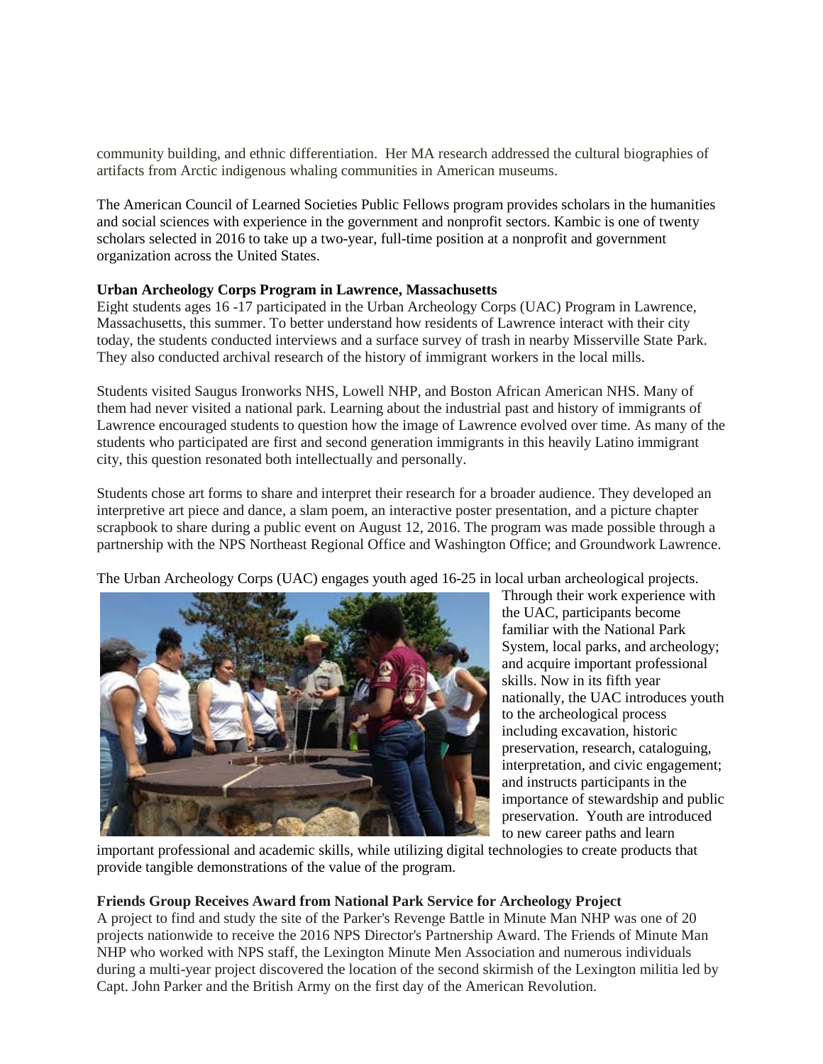community building, and ethnic differentiation. Her MA research addressed the cultural biographies of artifacts from Arctic indigenous whaling communities in American museums.

The American Council of Learned Societies Public Fellows program provides scholars in the humanities and social sciences with experience in the government and nonprofit sectors. Kambic is one of twenty scholars selected in 2016 to take up a two-year, full-time position at a nonprofit and government organization across the United States.

**Urban Archeology Corps Program in Lawrence, Massachusetts**

Eight students ages 16 -17 participated in the Urban Archeology Corps (UAC) Program in Lawrence, Massachusetts, this summer. To better understand how residents of Lawrence interact with their city today, the students conducted interviews and a surface survey of trash in nearby Misserville State Park. They also conducted archival research of the history of immigrant workers in the local mills.

Students visited Saugus Ironworks NHS, Lowell NHP, and Boston African American NHS. Many of them had never visited a national park. Learning about the industrial past and history of immigrants of Lawrence encouraged students to question how the image of Lawrence evolved over time. As many of the students who participated are first and second generation immigrants in this heavily Latino immigrant city, this question resonated both intellectually and personally.

Students chose art forms to share and interpret their research for a broader audience. They developed an interpretive art piece and dance, a slam poem, an interactive poster presentation, and a picture chapter scrapbook to share during a public event on August 12, 2016. The program was made possible through a partnership with the NPS Northeast Regional Office and Washington Office; and Groundwork Lawrence.

The Urban Archeology Corps (UAC) engages youth aged 16-25 in local urban archeological projects. Through their work experience with the UAC, participants become familiar with the National Park System, local parks, and archeology; and acquire important professional skills. Now in its fifth year nationally, the UAC introduces youth to the archeological process including excavation, historic preservation, research, cataloguing, interpretation, and civic engagement; and instructs participants in the importance of stewardship and public preservation. Youth are introduced to new career paths and learn important professional and academic skills, while utilizing digital technologies to create products that provide tangible demonstrations of the value of the program.

**Friends Group Receives Award from National Park Service for Archeology Project**

A project to find and study the site of the Parker's Revenge Battle in Minute Man NHP was one of 20 projects nationwide to receive the 2016 NPS Director's Partnership Award. The Friends of Minute Man NHP who worked with NPS staff, the Lexington Minute Men Association and numerous individuals during a multi-year project discovered the location of the second skirmish of the Lexington militia led by Capt. John Parker and the British Army on the first day of the American Revolution.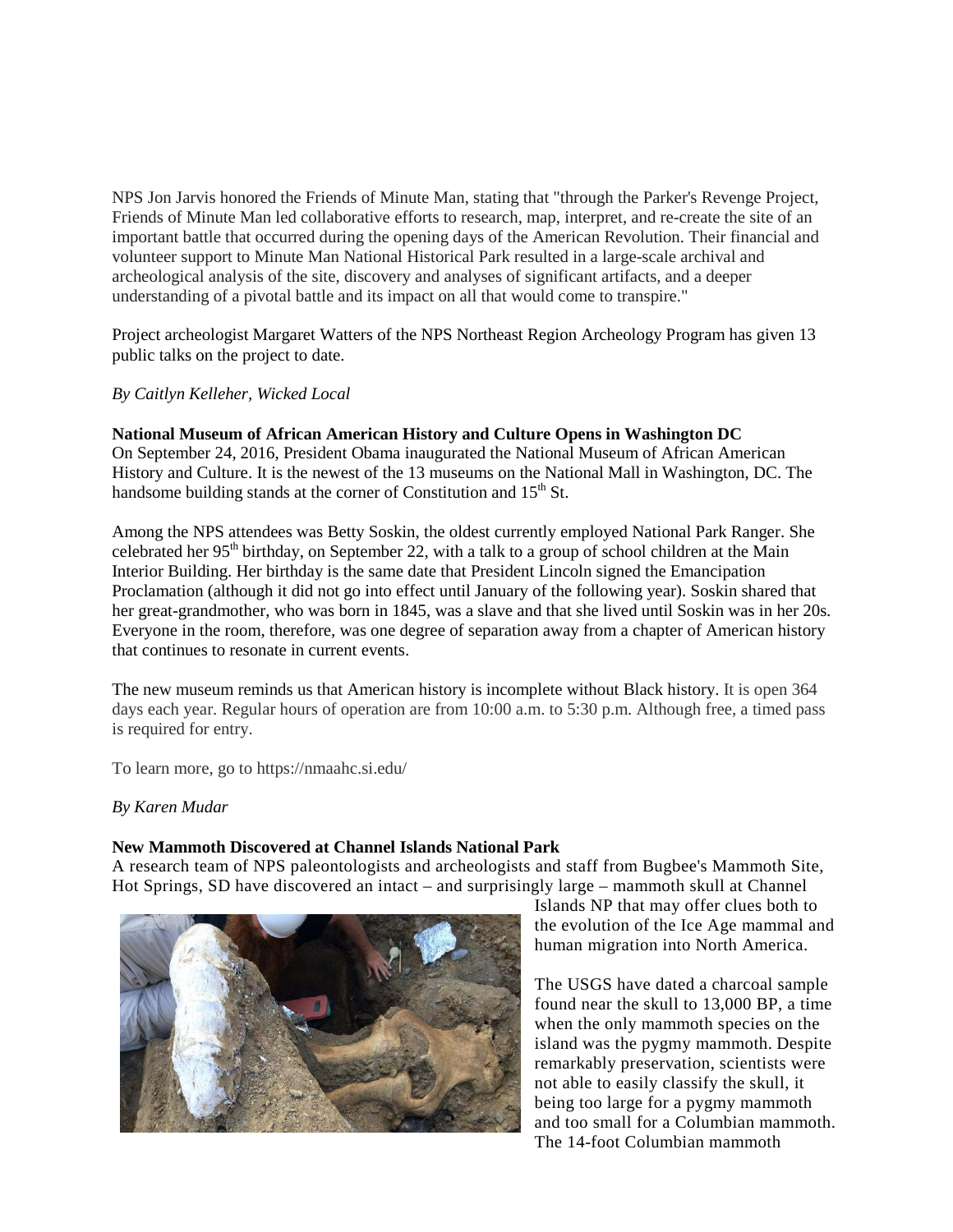NPS Jon Jarvis honored the Friends of Minute Man, stating that "through the Parker's Revenge Project, Friends of Minute Man led collaborative efforts to research, map, interpret, and re-create the site of an important battle that occurred during the opening days of the American Revolution. Their financial and volunteer support to Minute Man National Historical Park resulted in a large-scale archival and archeological analysis of the site, discovery and analyses of significant artifacts, and a deeper understanding of a pivotal battle and its impact on all that would come to transpire."

Project archeologist Margaret Watters of the NPS Northeast Region Archeology Program has given 13 public talks on the project to date.

*By Caitlyn Kelleher, Wicked Local*

**National Museum of African American History and Culture Opens in Washington DC**

On September 24, 2016, President Obama inaugurated the National Museum of African American History and Culture. It is the newest of the 13 museums on the National Mall in Washington, DC. The handsome building stands at the corner of Constitution and 15th St.

Among the NPS attendees was Betty Soskin, the oldest currently employed National Park Ranger. She celebrated her 95th birthday, on September 22, with a talk to a group of school children at the Main Interior Building. Her birthday is the same date that President Lincoln signed the Emancipation Proclamation (although it did not go into effect until January of the following year). Soskin shared that her great-grandmother, who was born in 1845, was a slave and that she lived until Soskin was in her 20s. Everyone in the room, therefore, was one degree of separation away from a chapter of American history that continues to resonate in current events.

The new museum reminds us that American history is incomplete without Black history. It is open 364 days each year. Regular hours of operation are from 10:00 a.m. to 5:30 p.m. Although free, a timed pass is required for entry.

To learn more, go to https://nmaahc.si.edu/

*By Karen Mudar*

**New Mammoth Discovered at Channel Islands National Park**

A research team of NPS paleontologists and archeologists and staff from Bugbee's Mammoth Site, Hot Springs, SD have discovered an intact – and surprisingly large – mammoth skull at Channel Islands NP that may offer clues both to the evolution of the Ice Age mammal and human migration into North America.

The USGS have dated a charcoal sample found near the skull to 13,000 BP, a time when the only mammoth species on the island was the pygmy mammoth. Despite remarkably preservation, scientists were not able to easily classify the skull, it being too large for a pygmy mammoth and too small for a Columbian mammoth. The 14-foot Columbian mammoth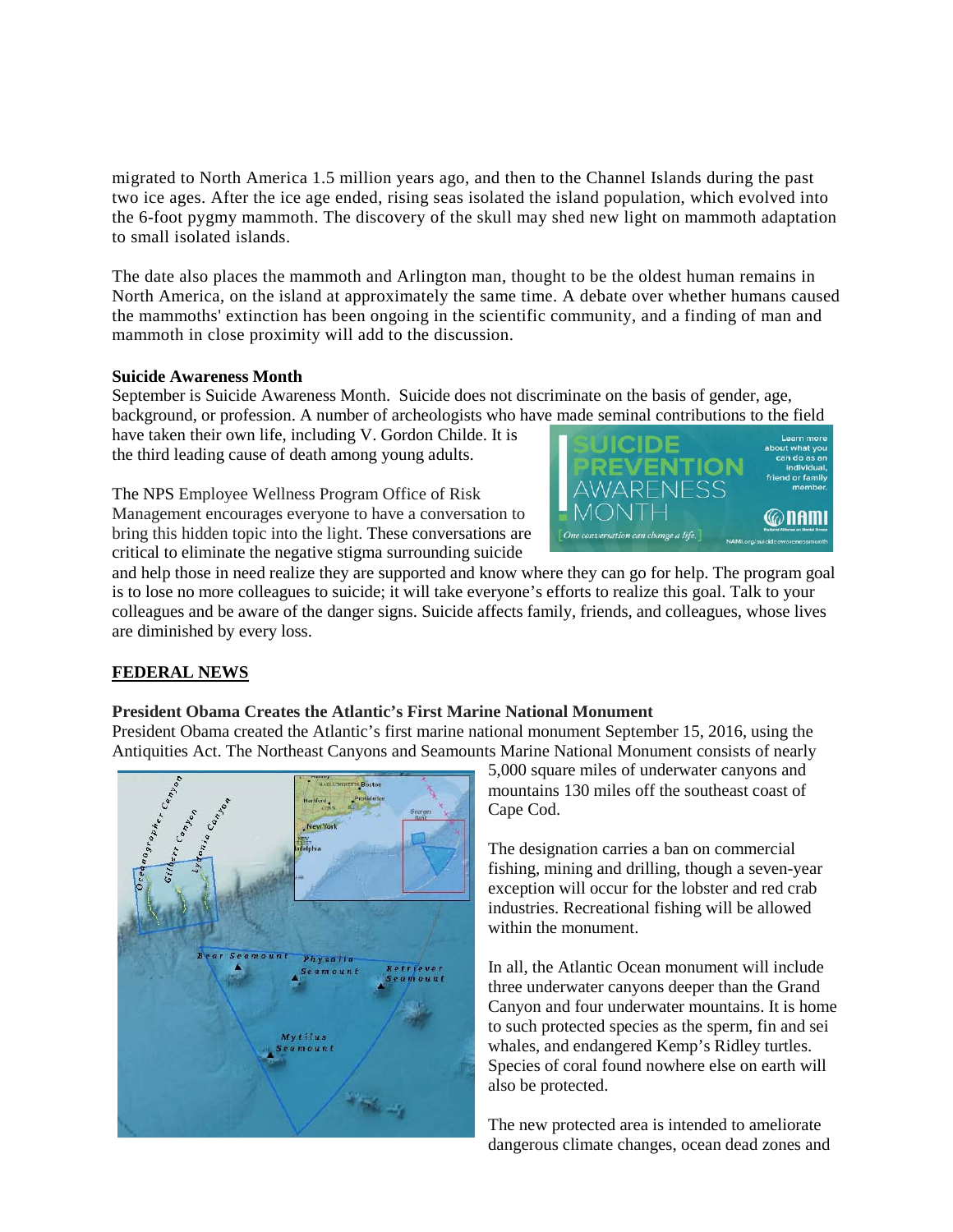migrated to North America 1.5 million years ago, and then to the Channel Islands during the past two ice ages. After the ice age ended, rising seas isolated the island population, which evolved into the 6-foot pygmy mammoth. The discovery of the skull may shed new light on mammoth adaptation to small isolated islands.

The date also places the mammoth and Arlington man, thought to be the oldest human remains in North America, on the island at approximately the same time. A debate over whether humans caused the mammoths' extinction has been ongoing in the scientific community, and a finding of man and mammoth in close proximity will add to the discussion.

**Suicide Awareness Month**

September is Suicide Awareness Month. Suicide does not discriminate on the basis of gender, age, background, or profession. A number of archeologists who have made seminal contributions to the field have taken their own life, including V. Gordon Childe. It is the third leading cause of death among young adults.

The NPS Employee Wellness Program Office of Risk Management encourages everyone to have a conversation to bring this hidden topic into the light. These conversations are critical to eliminate the negative stigma surrounding suicide and help those in need realize they are supported and know where they can go for help. The program goal is to lose no more colleagues to suicide; it will take everyone's efforts to realize this goal. Talk to your colleagues and be aware of the danger signs. Suicide affects family, friends, and colleagues, whose lives are diminished by every loss.

## FEDERAL NEWS

**President Obama Creates the Atlantic's First Marine National Monument**

President Obama created the Atlantic's first marine national monument September 15, 2016, using the Antiquities Act. The Northeast Canyons and Seamounts Marine National Monument consists of nearly 5,000 square miles of underwater canyons and mountains 130 miles off the southeast coast of Cape Cod.

The designation carries a ban on commercial fishing, mining and drilling, though a seven-year exception will occur for the lobster and red crab industries. Recreational fishing will be allowed within the monument.

In all, the Atlantic Ocean monument will include three underwater canyons deeper than the Grand Canyon and four underwater mountains. It is home to such protected species as the sperm, fin and sei whales, and endangered Kemp's Ridley turtles. Species of coral found nowhere else on earth will also be protected.

The new protected area is intended to ameliorate dangerous climate changes, ocean dead zones and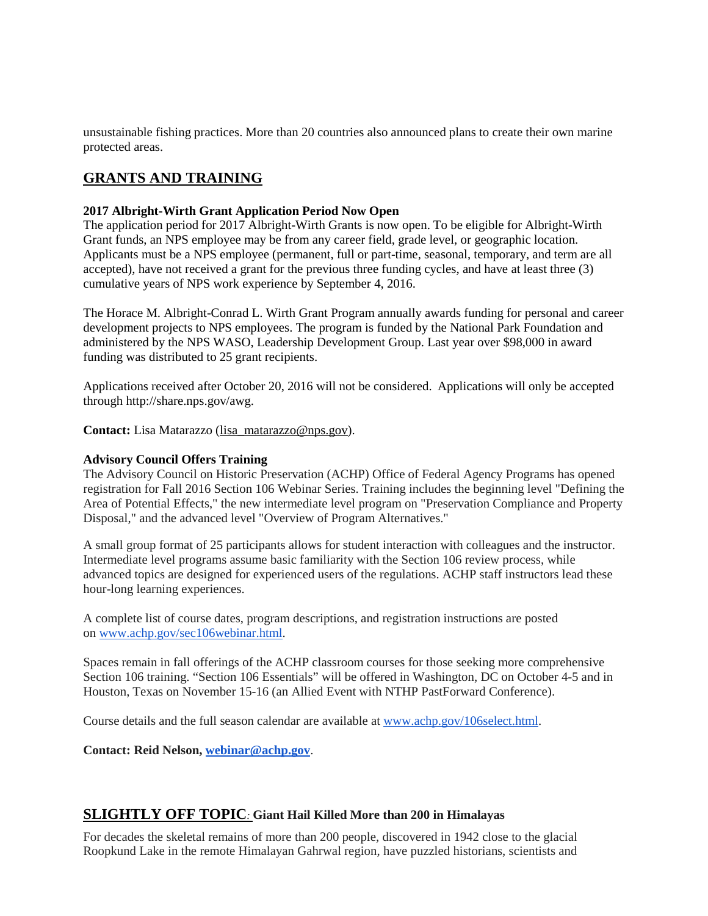unsustainable fishing practices. More than 20 countries also announced plans to create their own marine protected areas.

## GRANTS AND TRAINING

**2017 Albright-Wirth Grant Application Period Now Open**
The application period for 2017 Albright-Wirth Grants is now open. To be eligible for Albright-Wirth Grant funds, an NPS employee may be from any career field, grade level, or geographic location. Applicants must be a NPS employee (permanent, full or part-time, seasonal, temporary, and term are all accepted), have not received a grant for the previous three funding cycles, and have at least three (3) cumulative years of NPS work experience by September 4, 2016.

The Horace M. Albright-Conrad L. Wirth Grant Program annually awards funding for personal and career development projects to NPS employees. The program is funded by the National Park Foundation and administered by the NPS WASO, Leadership Development Group. Last year over $98,000 in award funding was distributed to 25 grant recipients.

Applications received after October 20, 2016 will not be considered. Applications will only be accepted through http://share.nps.gov/awg.

**Contact:** Lisa Matarazzo (lisa_matarazzo@nps.gov).

**Advisory Council Offers Training**
The Advisory Council on Historic Preservation (ACHP) Office of Federal Agency Programs has opened registration for Fall 2016 Section 106 Webinar Series. Training includes the beginning level "Defining the Area of Potential Effects," the new intermediate level program on "Preservation Compliance and Property Disposal," and the advanced level "Overview of Program Alternatives."

A small group format of 25 participants allows for student interaction with colleagues and the instructor. Intermediate level programs assume basic familiarity with the Section 106 review process, while advanced topics are designed for experienced users of the regulations. ACHP staff instructors lead these hour-long learning experiences.

A complete list of course dates, program descriptions, and registration instructions are posted on www.achp.gov/sec106webinar.html.

Spaces remain in fall offerings of the ACHP classroom courses for those seeking more comprehensive Section 106 training. "Section 106 Essentials" will be offered in Washington, DC on October 4-5 and in Houston, Texas on November 15-16 (an Allied Event with NTHP PastForward Conference).

Course details and the full season calendar are available at www.achp.gov/106select.html.

**Contact: Reid Nelson, webinar@achp.gov**.

## SLIGHTLY OFF TOPIC: Giant Hail Killed More than 200 in Himalayas

For decades the skeletal remains of more than 200 people, discovered in 1942 close to the glacial Roopkund Lake in the remote Himalayan Gahrwal region, have puzzled historians, scientists and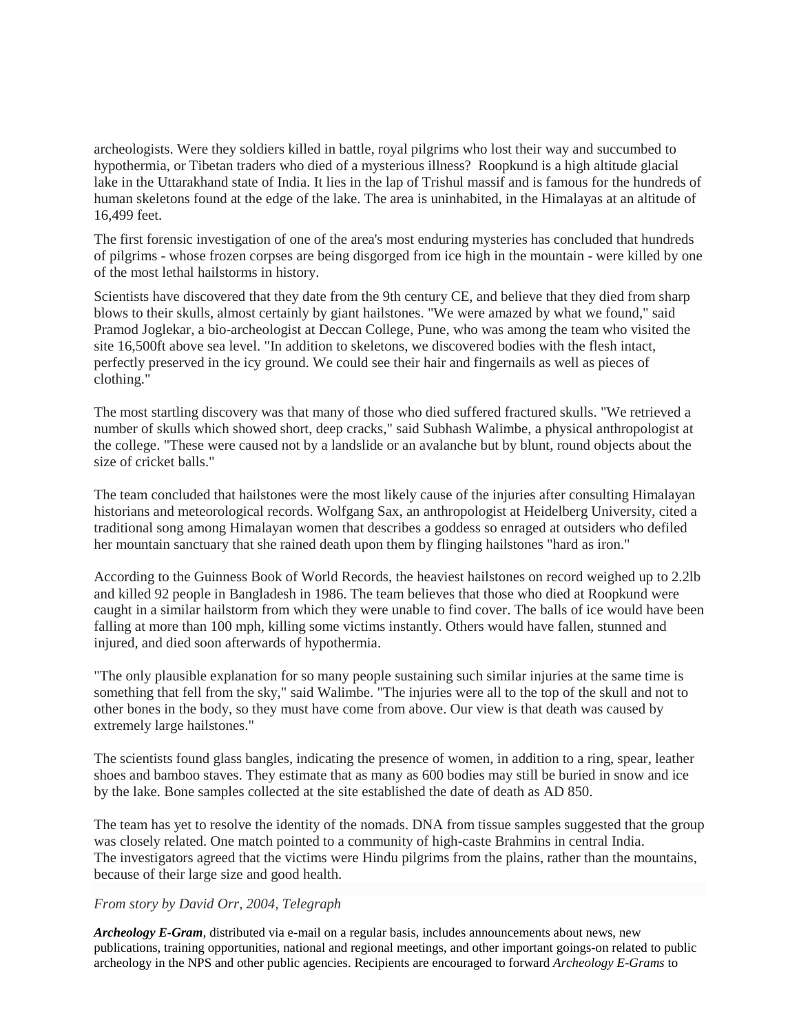archeologists. Were they soldiers killed in battle, royal pilgrims who lost their way and succumbed to hypothermia, or Tibetan traders who died of a mysterious illness? Roopkund is a high altitude glacial lake in the Uttarakhand state of India. It lies in the lap of Trishul massif and is famous for the hundreds of human skeletons found at the edge of the lake. The area is uninhabited, in the Himalayas at an altitude of 16,499 feet.

The first forensic investigation of one of the area's most enduring mysteries has concluded that hundreds of pilgrims - whose frozen corpses are being disgorged from ice high in the mountain - were killed by one of the most lethal hailstorms in history.

Scientists have discovered that they date from the 9th century CE, and believe that they died from sharp blows to their skulls, almost certainly by giant hailstones. "We were amazed by what we found," said Pramod Joglekar, a bio-archeologist at Deccan College, Pune, who was among the team who visited the site 16,500ft above sea level. "In addition to skeletons, we discovered bodies with the flesh intact, perfectly preserved in the icy ground. We could see their hair and fingernails as well as pieces of clothing."

The most startling discovery was that many of those who died suffered fractured skulls. "We retrieved a number of skulls which showed short, deep cracks," said Subhash Walimbe, a physical anthropologist at the college. "These were caused not by a landslide or an avalanche but by blunt, round objects about the size of cricket balls."

The team concluded that hailstones were the most likely cause of the injuries after consulting Himalayan historians and meteorological records. Wolfgang Sax, an anthropologist at Heidelberg University, cited a traditional song among Himalayan women that describes a goddess so enraged at outsiders who defiled her mountain sanctuary that she rained death upon them by flinging hailstones "hard as iron."

According to the Guinness Book of World Records, the heaviest hailstones on record weighed up to 2.2lb and killed 92 people in Bangladesh in 1986. The team believes that those who died at Roopkund were caught in a similar hailstorm from which they were unable to find cover. The balls of ice would have been falling at more than 100 mph, killing some victims instantly. Others would have fallen, stunned and injured, and died soon afterwards of hypothermia.

"The only plausible explanation for so many people sustaining such similar injuries at the same time is something that fell from the sky," said Walimbe. "The injuries were all to the top of the skull and not to other bones in the body, so they must have come from above. Our view is that death was caused by extremely large hailstones."

The scientists found glass bangles, indicating the presence of women, in addition to a ring, spear, leather shoes and bamboo staves. They estimate that as many as 600 bodies may still be buried in snow and ice by the lake. Bone samples collected at the site established the date of death as AD 850.

The team has yet to resolve the identity of the nomads. DNA from tissue samples suggested that the group was closely related. One match pointed to a community of high-caste Brahmins in central India.
The investigators agreed that the victims were Hindu pilgrims from the plains, rather than the mountains, because of their large size and good health.

*From story by David Orr, 2004, Telegraph*

***Archeology E-Gram***, distributed via e-mail on a regular basis, includes announcements about news, new publications, training opportunities, national and regional meetings, and other important goings-on related to public archeology in the NPS and other public agencies. Recipients are encouraged to forward *Archeology E-Grams* to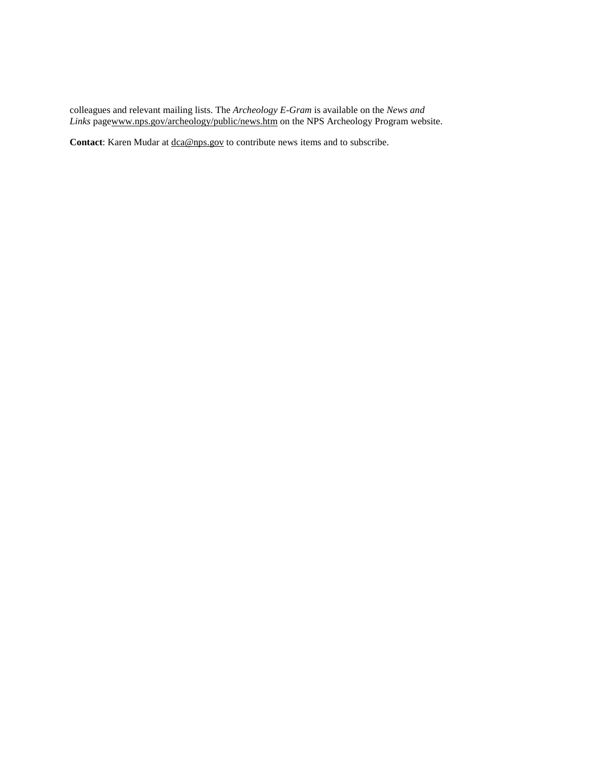colleagues and relevant mailing lists. The *Archeology E-Gram* is available on the *News and Links* pagewww.nps.gov/archeology/public/news.htm on the NPS Archeology Program website.

**Contact**: Karen Mudar at dca@nps.gov to contribute news items and to subscribe.